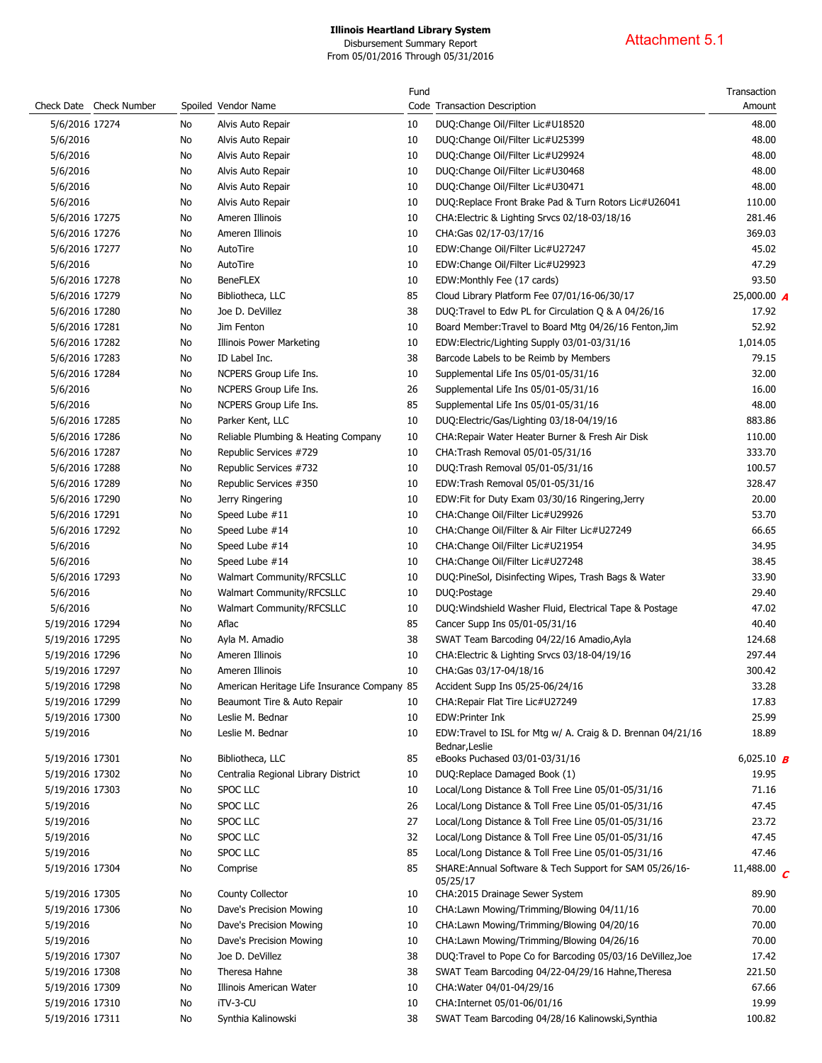**Illinois Heartland Library System**

Disbursement Summary Report

From 05/01/2016 Through 05/31/2016

Attachment 5.1

| Check Date | Check Number | Spoiled | Vendor Name | Fund Code | Transaction Description | Transaction Amount |
|---|---|---|---|---|---|---|
| 5/6/2016 | 17274 | No | Alvis Auto Repair | 10 | DUQ:Change Oil/Filter Lic#U18520 | 48.00 |
| 5/6/2016 | | No | Alvis Auto Repair | 10 | DUQ:Change Oil/Filter Lic#U25399 | 48.00 |
| 5/6/2016 | | No | Alvis Auto Repair | 10 | DUQ:Change Oil/Filter Lic#U29924 | 48.00 |
| 5/6/2016 | | No | Alvis Auto Repair | 10 | DUQ:Change Oil/Filter Lic#U30468 | 48.00 |
| 5/6/2016 | | No | Alvis Auto Repair | 10 | DUQ:Change Oil/Filter Lic#U30471 | 48.00 |
| 5/6/2016 | | No | Alvis Auto Repair | 10 | DUQ:Replace Front Brake Pad & Turn Rotors Lic#U26041 | 110.00 |
| 5/6/2016 | 17275 | No | Ameren Illinois | 10 | CHA:Electric & Lighting Srvcs 02/18-03/18/16 | 281.46 |
| 5/6/2016 | 17276 | No | Ameren Illinois | 10 | CHA:Gas 02/17-03/17/16 | 369.03 |
| 5/6/2016 | 17277 | No | AutoTire | 10 | EDW:Change Oil/Filter Lic#U27247 | 45.02 |
| 5/6/2016 | | No | AutoTire | 10 | EDW:Change Oil/Filter Lic#U29923 | 47.29 |
| 5/6/2016 | 17278 | No | BeneFLEX | 10 | EDW:Monthly Fee (17 cards) | 93.50 |
| 5/6/2016 | 17279 | No | Bibliotheca, LLC | 85 | Cloud Library Platform Fee 07/01/16-06/30/17 | 25,000.00 *A* |
| 5/6/2016 | 17280 | No | Joe D. DeVillez | 38 | DUQ:Travel to Edw PL for Circulation Q & A 04/26/16 | 17.92 |
| 5/6/2016 | 17281 | No | Jim Fenton | 10 | Board Member:Travel to Board Mtg 04/26/16 Fenton,Jim | 52.92 |
| 5/6/2016 | 17282 | No | Illinois Power Marketing | 10 | EDW:Electric/Lighting Supply 03/01-03/31/16 | 1,014.05 |
| 5/6/2016 | 17283 | No | ID Label Inc. | 38 | Barcode Labels to be Reimb by Members | 79.15 |
| 5/6/2016 | 17284 | No | NCPERS Group Life Ins. | 10 | Supplemental Life Ins 05/01-05/31/16 | 32.00 |
| 5/6/2016 | | No | NCPERS Group Life Ins. | 26 | Supplemental Life Ins 05/01-05/31/16 | 16.00 |
| 5/6/2016 | | No | NCPERS Group Life Ins. | 85 | Supplemental Life Ins 05/01-05/31/16 | 48.00 |
| 5/6/2016 | 17285 | No | Parker Kent, LLC | 10 | DUQ:Electric/Gas/Lighting 03/18-04/19/16 | 883.86 |
| 5/6/2016 | 17286 | No | Reliable Plumbing & Heating Company | 10 | CHA:Repair Water Heater Burner & Fresh Air Disk | 110.00 |
| 5/6/2016 | 17287 | No | Republic Services #729 | 10 | CHA:Trash Removal 05/01-05/31/16 | 333.70 |
| 5/6/2016 | 17288 | No | Republic Services #732 | 10 | DUQ:Trash Removal 05/01-05/31/16 | 100.57 |
| 5/6/2016 | 17289 | No | Republic Services #350 | 10 | EDW:Trash Removal 05/01-05/31/16 | 328.47 |
| 5/6/2016 | 17290 | No | Jerry Ringering | 10 | EDW:Fit for Duty Exam 03/30/16 Ringering,Jerry | 20.00 |
| 5/6/2016 | 17291 | No | Speed Lube #11 | 10 | CHA:Change Oil/Filter Lic#U29926 | 53.70 |
| 5/6/2016 | 17292 | No | Speed Lube #14 | 10 | CHA:Change Oil/Filter & Air Filter Lic#U27249 | 66.65 |
| 5/6/2016 | | No | Speed Lube #14 | 10 | CHA:Change Oil/Filter Lic#U21954 | 34.95 |
| 5/6/2016 | | No | Speed Lube #14 | 10 | CHA:Change Oil/Filter Lic#U27248 | 38.45 |
| 5/6/2016 | 17293 | No | Walmart Community/RFCSLLC | 10 | DUQ:PineSol, Disinfecting Wipes, Trash Bags & Water | 33.90 |
| 5/6/2016 | | No | Walmart Community/RFCSLLC | 10 | DUQ:Postage | 29.40 |
| 5/6/2016 | | No | Walmart Community/RFCSLLC | 10 | DUQ:Windshield Washer Fluid, Electrical Tape & Postage | 47.02 |
| 5/19/2016 | 17294 | No | Aflac | 85 | Cancer Supp Ins 05/01-05/31/16 | 40.40 |
| 5/19/2016 | 17295 | No | Ayla M. Amadio | 38 | SWAT Team Barcoding 04/22/16 Amadio,Ayla | 124.68 |
| 5/19/2016 | 17296 | No | Ameren Illinois | 10 | CHA:Electric & Lighting Srvcs 03/18-04/19/16 | 297.44 |
| 5/19/2016 | 17297 | No | Ameren Illinois | 10 | CHA:Gas 03/17-04/18/16 | 300.42 |
| 5/19/2016 | 17298 | No | American Heritage Life Insurance Company | 85 | Accident Supp Ins 05/25-06/24/16 | 33.28 |
| 5/19/2016 | 17299 | No | Beaumont Tire & Auto Repair | 10 | CHA:Repair Flat Tire Lic#U27249 | 17.83 |
| 5/19/2016 | 17300 | No | Leslie M. Bednar | 10 | EDW:Printer Ink | 25.99 |
| 5/19/2016 | | No | Leslie M. Bednar | 10 | EDW:Travel to ISL for Mtg w/ A. Craig & D. Brennan 04/21/16 Bednar,Leslie | 18.89 |
| 5/19/2016 | 17301 | No | Bibliotheca, LLC | 85 | eBooks Puchased 03/01-03/31/16 | 6,025.10 *B* |
| 5/19/2016 | 17302 | No | Centralia Regional Library District | 10 | DUQ:Replace Damaged Book (1) | 19.95 |
| 5/19/2016 | 17303 | No | SPOC LLC | 10 | Local/Long Distance & Toll Free Line 05/01-05/31/16 | 71.16 |
| 5/19/2016 | | No | SPOC LLC | 26 | Local/Long Distance & Toll Free Line 05/01-05/31/16 | 47.45 |
| 5/19/2016 | | No | SPOC LLC | 27 | Local/Long Distance & Toll Free Line 05/01-05/31/16 | 23.72 |
| 5/19/2016 | | No | SPOC LLC | 32 | Local/Long Distance & Toll Free Line 05/01-05/31/16 | 47.45 |
| 5/19/2016 | | No | SPOC LLC | 85 | Local/Long Distance & Toll Free Line 05/01-05/31/16 | 47.46 |
| 5/19/2016 | 17304 | No | Comprise | 85 | SHARE:Annual Software & Tech Support for SAM 05/26/16-05/25/17 | 11,488.00 *C* |
| 5/19/2016 | 17305 | No | County Collector | 10 | CHA:2015 Drainage Sewer System | 89.90 |
| 5/19/2016 | 17306 | No | Dave's Precision Mowing | 10 | CHA:Lawn Mowing/Trimming/Blowing 04/11/16 | 70.00 |
| 5/19/2016 | | No | Dave's Precision Mowing | 10 | CHA:Lawn Mowing/Trimming/Blowing 04/20/16 | 70.00 |
| 5/19/2016 | | No | Dave's Precision Mowing | 10 | CHA:Lawn Mowing/Trimming/Blowing 04/26/16 | 70.00 |
| 5/19/2016 | 17307 | No | Joe D. DeVillez | 38 | DUQ:Travel to Pope Co for Barcoding 05/03/16 DeVillez,Joe | 17.42 |
| 5/19/2016 | 17308 | No | Theresa Hahne | 38 | SWAT Team Barcoding 04/22-04/29/16 Hahne,Theresa | 221.50 |
| 5/19/2016 | 17309 | No | Illinois American Water | 10 | CHA:Water 04/01-04/29/16 | 67.66 |
| 5/19/2016 | 17310 | No | iTV-3-CU | 10 | CHA:Internet 05/01-06/01/16 | 19.99 |
| 5/19/2016 | 17311 | No | Synthia Kalinowski | 38 | SWAT Team Barcoding 04/28/16 Kalinowski,Synthia | 100.82 |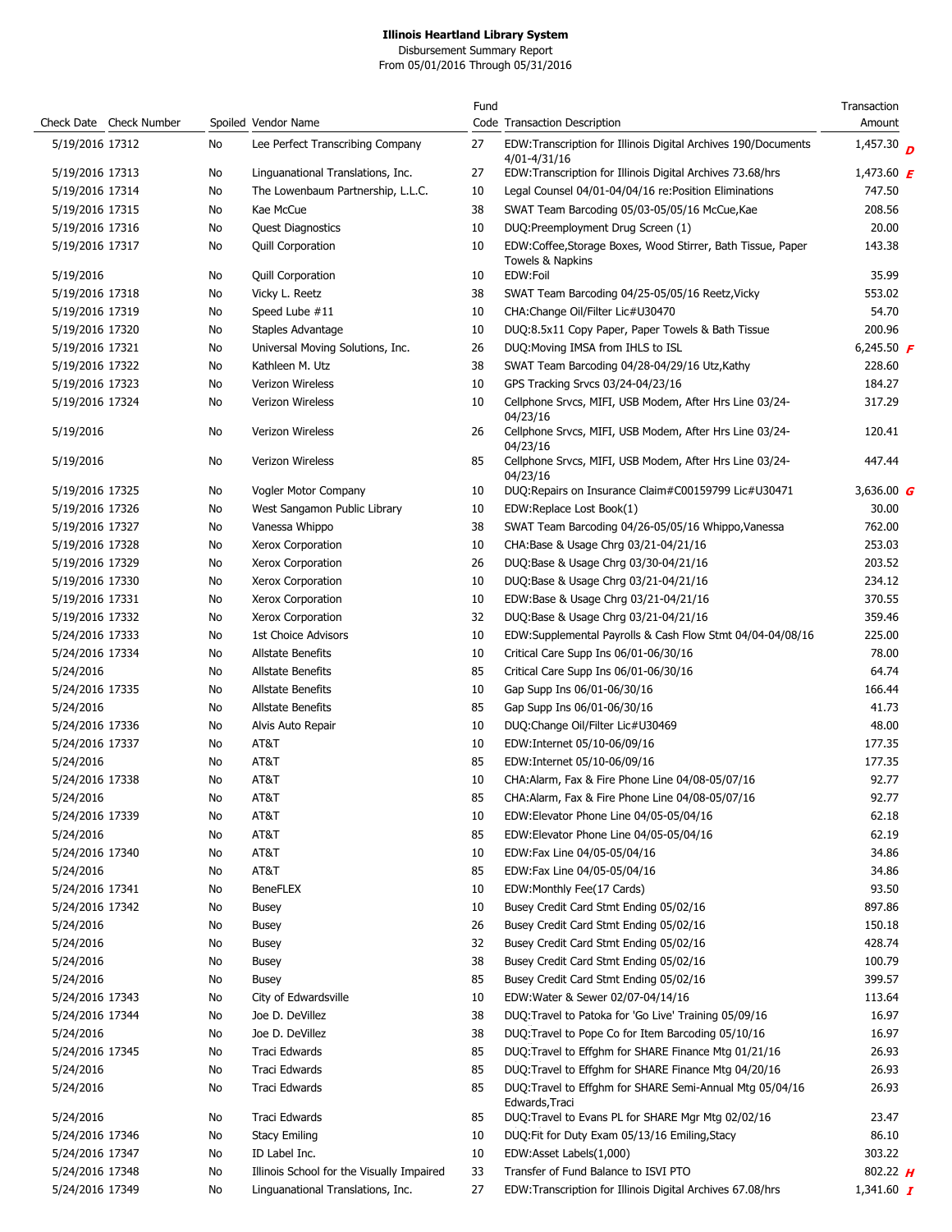**Illinois Heartland Library System**

Disbursement Summary Report

From 05/01/2016 Through 05/31/2016

| Check Date | Check Number | Spoiled | Vendor Name | Fund Code | Transaction Description | Transaction Amount |
|---|---|---|---|---|---|---|
| 5/19/2016 | 17312 | No | Lee Perfect Transcribing Company | 27 | EDW:Transcription for Illinois Digital Archives 190/Documents 4/01-4/31/16 | 1,457.30 *D* |
| 5/19/2016 | 17313 | No | Linguanational Translations, Inc. | 27 | EDW:Transcription for Illinois Digital Archives 73.68/hrs | 1,473.60 *E* |
| 5/19/2016 | 17314 | No | The Lowenbaum Partnership, L.L.C. | 10 | Legal Counsel 04/01-04/04/16 re:Position Eliminations | 747.50 |
| 5/19/2016 | 17315 | No | Kae McCue | 38 | SWAT Team Barcoding 05/03-05/05/16 McCue,Kae | 208.56 |
| 5/19/2016 | 17316 | No | Quest Diagnostics | 10 | DUQ:Preemployment Drug Screen (1) | 20.00 |
| 5/19/2016 | 17317 | No | Quill Corporation | 10 | EDW:Coffee,Storage Boxes, Wood Stirrer, Bath Tissue, Paper Towels & Napkins | 143.38 |
| 5/19/2016 | | No | Quill Corporation | 10 | EDW:Foil | 35.99 |
| 5/19/2016 | 17318 | No | Vicky L. Reetz | 38 | SWAT Team Barcoding 04/25-05/05/16 Reetz,Vicky | 553.02 |
| 5/19/2016 | 17319 | No | Speed Lube #11 | 10 | CHA:Change Oil/Filter Lic#U30470 | 54.70 |
| 5/19/2016 | 17320 | No | Staples Advantage | 10 | DUQ:8.5x11 Copy Paper, Paper Towels & Bath Tissue | 200.96 |
| 5/19/2016 | 17321 | No | Universal Moving Solutions, Inc. | 26 | DUQ:Moving IMSA from IHLS to ISL | 6,245.50 *F* |
| 5/19/2016 | 17322 | No | Kathleen M. Utz | 38 | SWAT Team Barcoding 04/28-04/29/16 Utz,Kathy | 228.60 |
| 5/19/2016 | 17323 | No | Verizon Wireless | 10 | GPS Tracking Srvcs 03/24-04/23/16 | 184.27 |
| 5/19/2016 | 17324 | No | Verizon Wireless | 10 | Cellphone Srvcs, MIFI, USB Modem, After Hrs Line 03/24-04/23/16 | 317.29 |
| 5/19/2016 | | No | Verizon Wireless | 26 | Cellphone Srvcs, MIFI, USB Modem, After Hrs Line 03/24-04/23/16 | 120.41 |
| 5/19/2016 | | No | Verizon Wireless | 85 | Cellphone Srvcs, MIFI, USB Modem, After Hrs Line 03/24-04/23/16 | 447.44 |
| 5/19/2016 | 17325 | No | Vogler Motor Company | 10 | DUQ:Repairs on Insurance Claim#C00159799 Lic#U30471 | 3,636.00 *G* |
| 5/19/2016 | 17326 | No | West Sangamon Public Library | 10 | EDW:Replace Lost Book(1) | 30.00 |
| 5/19/2016 | 17327 | No | Vanessa Whippo | 38 | SWAT Team Barcoding 04/26-05/05/16 Whippo,Vanessa | 762.00 |
| 5/19/2016 | 17328 | No | Xerox Corporation | 10 | CHA:Base & Usage Chrg 03/21-04/21/16 | 253.03 |
| 5/19/2016 | 17329 | No | Xerox Corporation | 26 | DUQ:Base & Usage Chrg 03/30-04/21/16 | 203.52 |
| 5/19/2016 | 17330 | No | Xerox Corporation | 10 | DUQ:Base & Usage Chrg 03/21-04/21/16 | 234.12 |
| 5/19/2016 | 17331 | No | Xerox Corporation | 10 | EDW:Base & Usage Chrg 03/21-04/21/16 | 370.55 |
| 5/19/2016 | 17332 | No | Xerox Corporation | 32 | DUQ:Base & Usage Chrg 03/21-04/21/16 | 359.46 |
| 5/24/2016 | 17333 | No | 1st Choice Advisors | 10 | EDW:Supplemental Payrolls & Cash Flow Stmt 04/04-04/08/16 | 225.00 |
| 5/24/2016 | 17334 | No | Allstate Benefits | 10 | Critical Care Supp Ins 06/01-06/30/16 | 78.00 |
| 5/24/2016 | | No | Allstate Benefits | 85 | Critical Care Supp Ins 06/01-06/30/16 | 64.74 |
| 5/24/2016 | 17335 | No | Allstate Benefits | 10 | Gap Supp Ins 06/01-06/30/16 | 166.44 |
| 5/24/2016 | | No | Allstate Benefits | 85 | Gap Supp Ins 06/01-06/30/16 | 41.73 |
| 5/24/2016 | 17336 | No | Alvis Auto Repair | 10 | DUQ:Change Oil/Filter Lic#U30469 | 48.00 |
| 5/24/2016 | 17337 | No | AT&T | 10 | EDW:Internet 05/10-06/09/16 | 177.35 |
| 5/24/2016 | | No | AT&T | 85 | EDW:Internet 05/10-06/09/16 | 177.35 |
| 5/24/2016 | 17338 | No | AT&T | 10 | CHA:Alarm, Fax & Fire Phone Line 04/08-05/07/16 | 92.77 |
| 5/24/2016 | | No | AT&T | 85 | CHA:Alarm, Fax & Fire Phone Line 04/08-05/07/16 | 92.77 |
| 5/24/2016 | 17339 | No | AT&T | 10 | EDW:Elevator Phone Line 04/05-05/04/16 | 62.18 |
| 5/24/2016 | | No | AT&T | 85 | EDW:Elevator Phone Line 04/05-05/04/16 | 62.19 |
| 5/24/2016 | 17340 | No | AT&T | 10 | EDW:Fax Line 04/05-05/04/16 | 34.86 |
| 5/24/2016 | | No | AT&T | 85 | EDW:Fax Line 04/05-05/04/16 | 34.86 |
| 5/24/2016 | 17341 | No | BeneFLEX | 10 | EDW:Monthly Fee(17 Cards) | 93.50 |
| 5/24/2016 | 17342 | No | Busey | 10 | Busey Credit Card Stmt Ending 05/02/16 | 897.86 |
| 5/24/2016 | | No | Busey | 26 | Busey Credit Card Stmt Ending 05/02/16 | 150.18 |
| 5/24/2016 | | No | Busey | 32 | Busey Credit Card Stmt Ending 05/02/16 | 428.74 |
| 5/24/2016 | | No | Busey | 38 | Busey Credit Card Stmt Ending 05/02/16 | 100.79 |
| 5/24/2016 | | No | Busey | 85 | Busey Credit Card Stmt Ending 05/02/16 | 399.57 |
| 5/24/2016 | 17343 | No | City of Edwardsville | 10 | EDW:Water & Sewer 02/07-04/14/16 | 113.64 |
| 5/24/2016 | 17344 | No | Joe D. DeVillez | 38 | DUQ:Travel to Patoka for 'Go Live' Training 05/09/16 | 16.97 |
| 5/24/2016 | | No | Joe D. DeVillez | 38 | DUQ:Travel to Pope Co for Item Barcoding 05/10/16 | 16.97 |
| 5/24/2016 | 17345 | No | Traci Edwards | 85 | DUQ:Travel to Effghm for SHARE Finance Mtg 01/21/16 | 26.93 |
| 5/24/2016 | | No | Traci Edwards | 85 | DUQ:Travel to Effghm for SHARE Finance Mtg 04/20/16 | 26.93 |
| 5/24/2016 | | No | Traci Edwards | 85 | DUQ:Travel to Effghm for SHARE Semi-Annual Mtg 05/04/16 Edwards,Traci | 26.93 |
| 5/24/2016 | | No | Traci Edwards | 85 | DUQ:Travel to Evans PL for SHARE Mgr Mtg 02/02/16 | 23.47 |
| 5/24/2016 | 17346 | No | Stacy Emiling | 10 | DUQ:Fit for Duty Exam 05/13/16 Emiling,Stacy | 86.10 |
| 5/24/2016 | 17347 | No | ID Label Inc. | 10 | EDW:Asset Labels(1,000) | 303.22 |
| 5/24/2016 | 17348 | No | Illinois School for the Visually Impaired | 33 | Transfer of Fund Balance to ISVI PTO | 802.22 *H* |
| 5/24/2016 | 17349 | No | Linguanational Translations, Inc. | 27 | EDW:Transcription for Illinois Digital Archives 67.08/hrs | 1,341.60 *I* |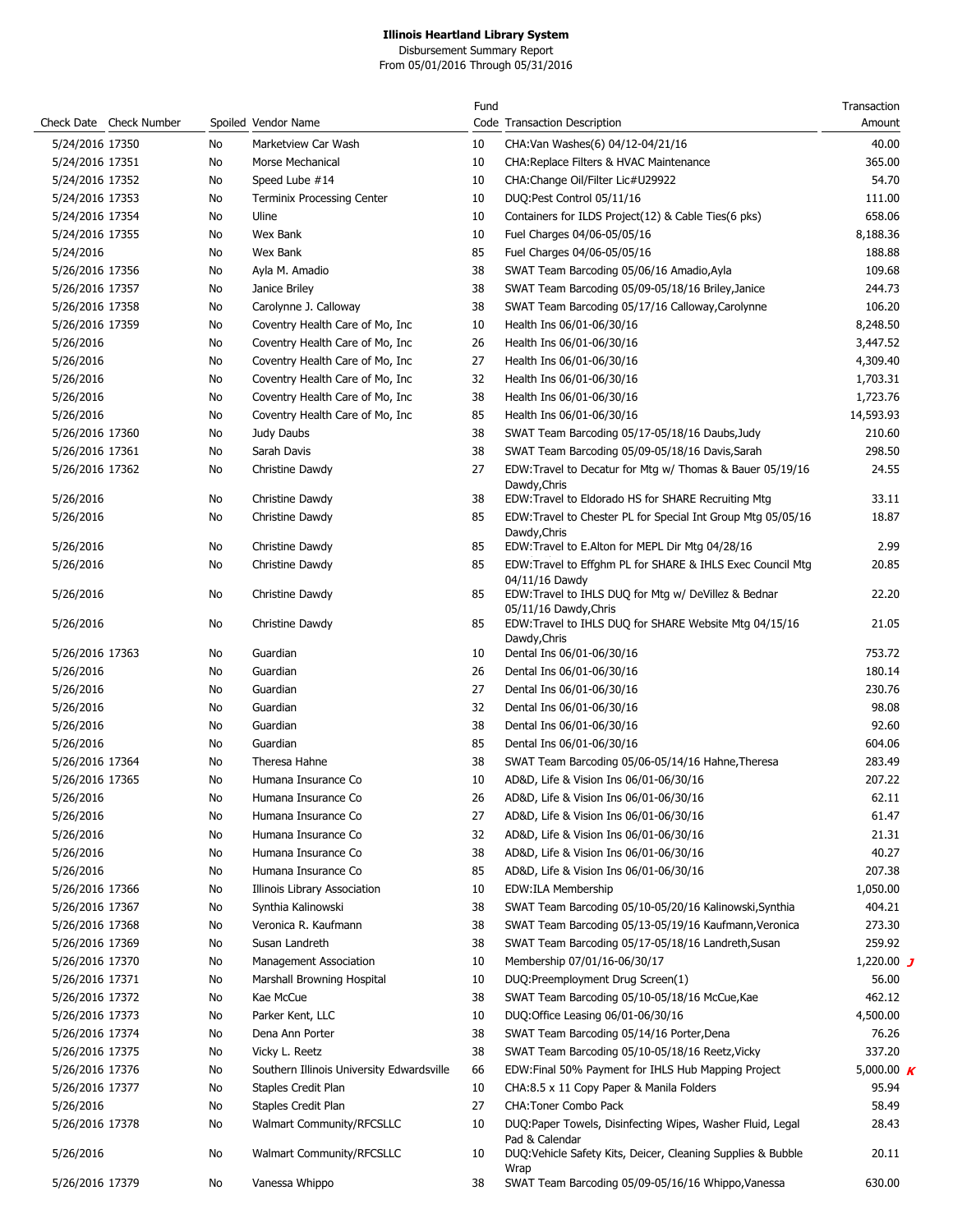**Illinois Heartland Library System**
Disbursement Summary Report
From 05/01/2016 Through 05/31/2016

| Check Date | Check Number | Spoiled | Vendor Name | Fund Code | Transaction Description | Transaction Amount |
|---|---|---|---|---|---|---|
| 5/24/2016 | 17350 | No | Marketview Car Wash | 10 | CHA:Van Washes(6) 04/12-04/21/16 | 40.00 |
| 5/24/2016 | 17351 | No | Morse Mechanical | 10 | CHA:Replace Filters & HVAC Maintenance | 365.00 |
| 5/24/2016 | 17352 | No | Speed Lube #14 | 10 | CHA:Change Oil/Filter Lic#U29922 | 54.70 |
| 5/24/2016 | 17353 | No | Terminix Processing Center | 10 | DUQ:Pest Control 05/11/16 | 111.00 |
| 5/24/2016 | 17354 | No | Uline | 10 | Containers for ILDS Project(12) & Cable Ties(6 pks) | 658.06 |
| 5/24/2016 | 17355 | No | Wex Bank | 10 | Fuel Charges 04/06-05/05/16 | 8,188.36 |
| 5/24/2016 | | No | Wex Bank | 85 | Fuel Charges 04/06-05/05/16 | 188.88 |
| 5/26/2016 | 17356 | No | Ayla M. Amadio | 38 | SWAT Team Barcoding 05/06/16 Amadio,Ayla | 109.68 |
| 5/26/2016 | 17357 | No | Janice Briley | 38 | SWAT Team Barcoding 05/09-05/18/16 Briley,Janice | 244.73 |
| 5/26/2016 | 17358 | No | Carolynne J. Calloway | 38 | SWAT Team Barcoding 05/17/16 Calloway,Carolynne | 106.20 |
| 5/26/2016 | 17359 | No | Coventry Health Care of Mo, Inc | 10 | Health Ins 06/01-06/30/16 | 8,248.50 |
| 5/26/2016 | | No | Coventry Health Care of Mo, Inc | 26 | Health Ins 06/01-06/30/16 | 3,447.52 |
| 5/26/2016 | | No | Coventry Health Care of Mo, Inc | 27 | Health Ins 06/01-06/30/16 | 4,309.40 |
| 5/26/2016 | | No | Coventry Health Care of Mo, Inc | 32 | Health Ins 06/01-06/30/16 | 1,703.31 |
| 5/26/2016 | | No | Coventry Health Care of Mo, Inc | 38 | Health Ins 06/01-06/30/16 | 1,723.76 |
| 5/26/2016 | | No | Coventry Health Care of Mo, Inc | 85 | Health Ins 06/01-06/30/16 | 14,593.93 |
| 5/26/2016 | 17360 | No | Judy Daubs | 38 | SWAT Team Barcoding 05/17-05/18/16 Daubs,Judy | 210.60 |
| 5/26/2016 | 17361 | No | Sarah Davis | 38 | SWAT Team Barcoding 05/09-05/18/16 Davis,Sarah | 298.50 |
| 5/26/2016 | 17362 | No | Christine Dawdy | 27 | EDW:Travel to Decatur for Mtg w/ Thomas & Bauer 05/19/16 Dawdy,Chris | 24.55 |
| 5/26/2016 | | No | Christine Dawdy | 38 | EDW:Travel to Eldorado HS for SHARE Recruiting Mtg | 33.11 |
| 5/26/2016 | | No | Christine Dawdy | 85 | EDW:Travel to Chester PL for Special Int Group Mtg 05/05/16 Dawdy,Chris | 18.87 |
| 5/26/2016 | | No | Christine Dawdy | 85 | EDW:Travel to E.Alton for MEPL Dir Mtg 04/28/16 | 2.99 |
| 5/26/2016 | | No | Christine Dawdy | 85 | EDW:Travel to Effghm PL for SHARE & IHLS Exec Council Mtg 04/11/16 Dawdy | 20.85 |
| 5/26/2016 | | No | Christine Dawdy | 85 | EDW:Travel to IHLS DUQ for Mtg w/ DeVillez & Bednar 05/11/16 Dawdy,Chris | 22.20 |
| 5/26/2016 | | No | Christine Dawdy | 85 | EDW:Travel to IHLS DUQ for SHARE Website Mtg 04/15/16 Dawdy,Chris | 21.05 |
| 5/26/2016 | 17363 | No | Guardian | 10 | Dental Ins 06/01-06/30/16 | 753.72 |
| 5/26/2016 | | No | Guardian | 26 | Dental Ins 06/01-06/30/16 | 180.14 |
| 5/26/2016 | | No | Guardian | 27 | Dental Ins 06/01-06/30/16 | 230.76 |
| 5/26/2016 | | No | Guardian | 32 | Dental Ins 06/01-06/30/16 | 98.08 |
| 5/26/2016 | | No | Guardian | 38 | Dental Ins 06/01-06/30/16 | 92.60 |
| 5/26/2016 | | No | Guardian | 85 | Dental Ins 06/01-06/30/16 | 604.06 |
| 5/26/2016 | 17364 | No | Theresa Hahne | 38 | SWAT Team Barcoding 05/06-05/14/16 Hahne,Theresa | 283.49 |
| 5/26/2016 | 17365 | No | Humana Insurance Co | 10 | AD&D, Life & Vision Ins 06/01-06/30/16 | 207.22 |
| 5/26/2016 | | No | Humana Insurance Co | 26 | AD&D, Life & Vision Ins 06/01-06/30/16 | 62.11 |
| 5/26/2016 | | No | Humana Insurance Co | 27 | AD&D, Life & Vision Ins 06/01-06/30/16 | 61.47 |
| 5/26/2016 | | No | Humana Insurance Co | 32 | AD&D, Life & Vision Ins 06/01-06/30/16 | 21.31 |
| 5/26/2016 | | No | Humana Insurance Co | 38 | AD&D, Life & Vision Ins 06/01-06/30/16 | 40.27 |
| 5/26/2016 | | No | Humana Insurance Co | 85 | AD&D, Life & Vision Ins 06/01-06/30/16 | 207.38 |
| 5/26/2016 | 17366 | No | Illinois Library Association | 10 | EDW:ILA Membership | 1,050.00 |
| 5/26/2016 | 17367 | No | Synthia Kalinowski | 38 | SWAT Team Barcoding 05/10-05/20/16 Kalinowski,Synthia | 404.21 |
| 5/26/2016 | 17368 | No | Veronica R. Kaufmann | 38 | SWAT Team Barcoding 05/13-05/19/16 Kaufmann,Veronica | 273.30 |
| 5/26/2016 | 17369 | No | Susan Landreth | 38 | SWAT Team Barcoding 05/17-05/18/16 Landreth,Susan | 259.92 |
| 5/26/2016 | 17370 | No | Management Association | 10 | Membership 07/01/16-06/30/17 | 1,220.00 J |
| 5/26/2016 | 17371 | No | Marshall Browning Hospital | 10 | DUQ:Preemployment Drug Screen(1) | 56.00 |
| 5/26/2016 | 17372 | No | Kae McCue | 38 | SWAT Team Barcoding 05/10-05/18/16 McCue,Kae | 462.12 |
| 5/26/2016 | 17373 | No | Parker Kent, LLC | 10 | DUQ:Office Leasing 06/01-06/30/16 | 4,500.00 |
| 5/26/2016 | 17374 | No | Dena Ann Porter | 38 | SWAT Team Barcoding 05/14/16 Porter,Dena | 76.26 |
| 5/26/2016 | 17375 | No | Vicky L. Reetz | 38 | SWAT Team Barcoding 05/10-05/18/16 Reetz,Vicky | 337.20 |
| 5/26/2016 | 17376 | No | Southern Illinois University Edwardsville | 66 | EDW:Final 50% Payment for IHLS Hub Mapping Project | 5,000.00 K |
| 5/26/2016 | 17377 | No | Staples Credit Plan | 10 | CHA:8.5 x 11 Copy Paper & Manila Folders | 95.94 |
| 5/26/2016 | | No | Staples Credit Plan | 27 | CHA:Toner Combo Pack | 58.49 |
| 5/26/2016 | 17378 | No | Walmart Community/RFCSLLC | 10 | DUQ:Paper Towels, Disinfecting Wipes, Washer Fluid, Legal Pad & Calendar | 28.43 |
| 5/26/2016 | | No | Walmart Community/RFCSLLC | 10 | DUQ:Vehicle Safety Kits, Deicer, Cleaning Supplies & Bubble Wrap | 20.11 |
| 5/26/2016 | 17379 | No | Vanessa Whippo | 38 | SWAT Team Barcoding 05/09-05/16/16 Whippo,Vanessa | 630.00 |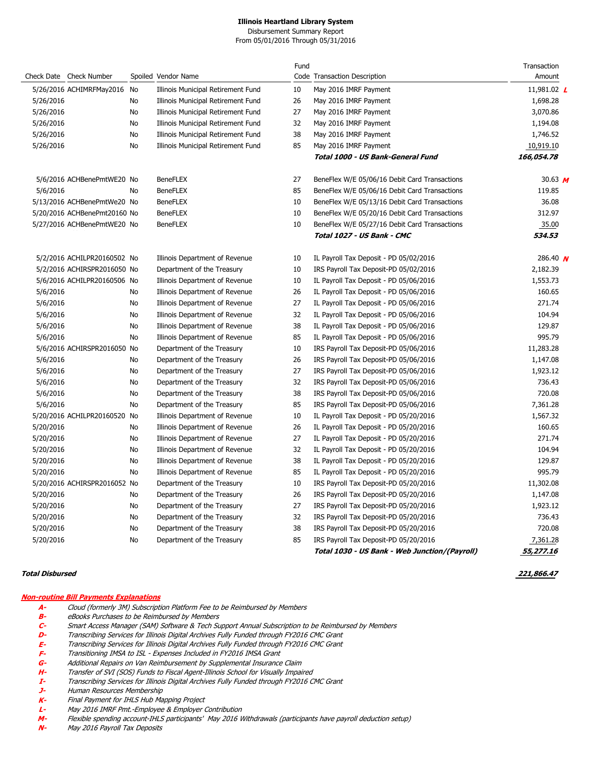**Illinois Heartland Library System**
Disbursement Summary Report
From 05/01/2016 Through 05/31/2016

| Check Date | Check Number | Spoiled | Vendor Name | Fund Code | Transaction Description | Transaction Amount |
|---|---|---|---|---|---|---|
| 5/26/2016 | ACHIMRFMay2016 | No | Illinois Municipal Retirement Fund | 10 | May 2016 IMRF Payment | 11,981.02 *L* |
| 5/26/2016 | | No | Illinois Municipal Retirement Fund | 26 | May 2016 IMRF Payment | 1,698.28 |
| 5/26/2016 | | No | Illinois Municipal Retirement Fund | 27 | May 2016 IMRF Payment | 3,070.86 |
| 5/26/2016 | | No | Illinois Municipal Retirement Fund | 32 | May 2016 IMRF Payment | 1,194.08 |
| 5/26/2016 | | No | Illinois Municipal Retirement Fund | 38 | May 2016 IMRF Payment | 1,746.52 |
| 5/26/2016 | | No | Illinois Municipal Retirement Fund | 85 | May 2016 IMRF Payment | 10,919.10 |
| | | | | | ***Total 1000 - US Bank-General Fund*** | ***166,054.78*** |
| 5/6/2016 | ACHBenePmtWE20 | No | BeneFLEX | 27 | BeneFlex W/E 05/06/16 Debit Card Transactions | 30.63 *M* |
| 5/6/2016 | | No | BeneFLEX | 85 | BeneFlex W/E 05/06/16 Debit Card Transactions | 119.85 |
| 5/13/2016 | ACHBenePmtWe20 | No | BeneFLEX | 10 | BeneFlex W/E 05/13/16 Debit Card Transactions | 36.08 |
| 5/20/2016 | ACHBenePmt20160 | No | BeneFLEX | 10 | BeneFlex W/E 05/20/16 Debit Card Transactions | 312.97 |
| 5/27/2016 | ACHBenePmtWE20 | No | BeneFLEX | 10 | BeneFlex W/E 05/27/16 Debit Card Transactions | 35.00 |
| | | | | | ***Total 1027 - US Bank - CMC*** | ***534.53*** |
| 5/2/2016 | ACHILPR20160502 | No | Illinois Department of Revenue | 10 | IL Payroll Tax Deposit - PD 05/02/2016 | 286.40 *N* |
| 5/2/2016 | ACHIRSPR2016050 | No | Department of the Treasury | 10 | IRS Payroll Tax Deposit-PD 05/02/2016 | 2,182.39 |
| 5/6/2016 | ACHILPR20160506 | No | Illinois Department of Revenue | 10 | IL Payroll Tax Deposit - PD 05/06/2016 | 1,553.73 |
| 5/6/2016 | | No | Illinois Department of Revenue | 26 | IL Payroll Tax Deposit - PD 05/06/2016 | 160.65 |
| 5/6/2016 | | No | Illinois Department of Revenue | 27 | IL Payroll Tax Deposit - PD 05/06/2016 | 271.74 |
| 5/6/2016 | | No | Illinois Department of Revenue | 32 | IL Payroll Tax Deposit - PD 05/06/2016 | 104.94 |
| 5/6/2016 | | No | Illinois Department of Revenue | 38 | IL Payroll Tax Deposit - PD 05/06/2016 | 129.87 |
| 5/6/2016 | | No | Illinois Department of Revenue | 85 | IL Payroll Tax Deposit - PD 05/06/2016 | 995.79 |
| 5/6/2016 | ACHIRSPR2016050 | No | Department of the Treasury | 10 | IRS Payroll Tax Deposit-PD 05/06/2016 | 11,283.28 |
| 5/6/2016 | | No | Department of the Treasury | 26 | IRS Payroll Tax Deposit-PD 05/06/2016 | 1,147.08 |
| 5/6/2016 | | No | Department of the Treasury | 27 | IRS Payroll Tax Deposit-PD 05/06/2016 | 1,923.12 |
| 5/6/2016 | | No | Department of the Treasury | 32 | IRS Payroll Tax Deposit-PD 05/06/2016 | 736.43 |
| 5/6/2016 | | No | Department of the Treasury | 38 | IRS Payroll Tax Deposit-PD 05/06/2016 | 720.08 |
| 5/6/2016 | | No | Department of the Treasury | 85 | IRS Payroll Tax Deposit-PD 05/06/2016 | 7,361.28 |
| 5/20/2016 | ACHILPR20160520 | No | Illinois Department of Revenue | 10 | IL Payroll Tax Deposit - PD 05/20/2016 | 1,567.32 |
| 5/20/2016 | | No | Illinois Department of Revenue | 26 | IL Payroll Tax Deposit - PD 05/20/2016 | 160.65 |
| 5/20/2016 | | No | Illinois Department of Revenue | 27 | IL Payroll Tax Deposit - PD 05/20/2016 | 271.74 |
| 5/20/2016 | | No | Illinois Department of Revenue | 32 | IL Payroll Tax Deposit - PD 05/20/2016 | 104.94 |
| 5/20/2016 | | No | Illinois Department of Revenue | 38 | IL Payroll Tax Deposit - PD 05/20/2016 | 129.87 |
| 5/20/2016 | | No | Illinois Department of Revenue | 85 | IL Payroll Tax Deposit - PD 05/20/2016 | 995.79 |
| 5/20/2016 | ACHIRSPR2016052 | No | Department of the Treasury | 10 | IRS Payroll Tax Deposit-PD 05/20/2016 | 11,302.08 |
| 5/20/2016 | | No | Department of the Treasury | 26 | IRS Payroll Tax Deposit-PD 05/20/2016 | 1,147.08 |
| 5/20/2016 | | No | Department of the Treasury | 27 | IRS Payroll Tax Deposit-PD 05/20/2016 | 1,923.12 |
| 5/20/2016 | | No | Department of the Treasury | 32 | IRS Payroll Tax Deposit-PD 05/20/2016 | 736.43 |
| 5/20/2016 | | No | Department of the Treasury | 38 | IRS Payroll Tax Deposit-PD 05/20/2016 | 720.08 |
| 5/20/2016 | | No | Department of the Treasury | 85 | IRS Payroll Tax Deposit-PD 05/20/2016 | 7,361.28 |
| | | | | | ***Total 1030 - US Bank - Web Junction/(Payroll)*** | ***55,277.16*** |

***Total Disbursed*** ***221,866.47***

***Non-routine Bill Payments Explanations***

- ***A-*** *Cloud (formerly 3M) Subscription Platform Fee to be Reimbursed by Members*
- ***B-*** *eBooks Purchases to be Reimbursed by Members*
- ***C-*** *Smart Access Manager (SAM) Software & Tech Support Annual Subscription to be Reimbursed by Members*
- ***D-*** *Transcribing Services for Illinois Digital Archives Fully Funded through FY2016 CMC Grant*
- ***E-*** *Transcribing Services for Illinois Digital Archives Fully Funded through FY2016 CMC Grant*
- ***F-*** *Transitioning IMSA to ISL - Expenses Included in FY2016 IMSA Grant*
- ***G-*** *Additional Repairs on Van Reimbursement by Supplemental Insurance Claim*
- ***H-*** *Transfer of SVI (SOS) Funds to Fiscal Agent-Illinois School for Visually Impaired*
- ***I-*** *Transcribing Services for Illinois Digital Archives Fully Funded through FY2016 CMC Grant*
- ***J-*** *Human Resources Membership*
- ***K-*** *Final Payment for IHLS Hub Mapping Project*
- ***L-*** *May 2016 IMRF Pmt.-Employee & Employer Contribution*
- ***M-*** *Flexible spending account-IHLS participants' May 2016 Withdrawals (participants have payroll deduction setup)*
- ***N-*** *May 2016 Payroll Tax Deposits*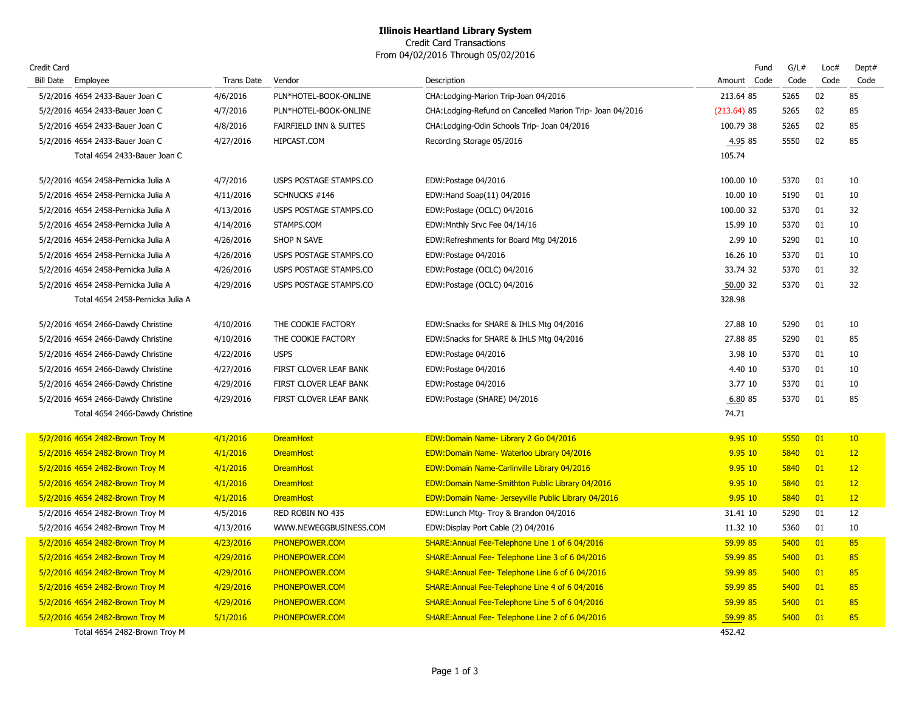**Illinois Heartland Library System**
Credit Card Transactions
From 04/02/2016 Through 05/02/2016

| Credit Card Bill Date | Employee | Trans Date | Vendor | Description | Amount | Fund Code | G/L# Code | Loc# Code | Dept# Code |
|---|---|---|---|---|---|---|---|---|---|
| 5/2/2016 | 4654 2433-Bauer Joan C | 4/6/2016 | PLN*HOTEL-BOOK-ONLINE | CHA:Lodging-Marion Trip-Joan 04/2016 | 213.64 | 85 | 5265 | 02 | 85 |
| 5/2/2016 | 4654 2433-Bauer Joan C | 4/7/2016 | PLN*HOTEL-BOOK-ONLINE | CHA:Lodging-Refund on Cancelled Marion Trip- Joan 04/2016 | (213.64) | 85 | 5265 | 02 | 85 |
| 5/2/2016 | 4654 2433-Bauer Joan C | 4/8/2016 | FAIRFIELD INN & SUITES | CHA:Lodging-Odin Schools Trip- Joan 04/2016 | 100.79 | 38 | 5265 | 02 | 85 |
| 5/2/2016 | 4654 2433-Bauer Joan C | 4/27/2016 | HIPCAST.COM | Recording Storage 05/2016 | 4.95 | 85 | 5550 | 02 | 85 |
| | Total 4654 2433-Bauer Joan C | | | | 105.74 | | | | |
| 5/2/2016 | 4654 2458-Pernicka Julia A | 4/7/2016 | USPS POSTAGE STAMPS.CO | EDW:Postage 04/2016 | 100.00 | 10 | 5370 | 01 | 10 |
| 5/2/2016 | 4654 2458-Pernicka Julia A | 4/11/2016 | SCHNUCKS #146 | EDW:Hand Soap(11) 04/2016 | 10.00 | 10 | 5190 | 01 | 10 |
| 5/2/2016 | 4654 2458-Pernicka Julia A | 4/13/2016 | USPS POSTAGE STAMPS.CO | EDW:Postage (OCLC) 04/2016 | 100.00 | 32 | 5370 | 01 | 32 |
| 5/2/2016 | 4654 2458-Pernicka Julia A | 4/14/2016 | STAMPS.COM | EDW:Mnthly Srvc Fee 04/14/16 | 15.99 | 10 | 5370 | 01 | 10 |
| 5/2/2016 | 4654 2458-Pernicka Julia A | 4/26/2016 | SHOP N SAVE | EDW:Refreshments for Board Mtg 04/2016 | 2.99 | 10 | 5290 | 01 | 10 |
| 5/2/2016 | 4654 2458-Pernicka Julia A | 4/26/2016 | USPS POSTAGE STAMPS.CO | EDW:Postage 04/2016 | 16.26 | 10 | 5370 | 01 | 10 |
| 5/2/2016 | 4654 2458-Pernicka Julia A | 4/26/2016 | USPS POSTAGE STAMPS.CO | EDW:Postage (OCLC) 04/2016 | 33.74 | 32 | 5370 | 01 | 32 |
| 5/2/2016 | 4654 2458-Pernicka Julia A | 4/29/2016 | USPS POSTAGE STAMPS.CO | EDW:Postage (OCLC) 04/2016 | 50.00 | 32 | 5370 | 01 | 32 |
| | Total 4654 2458-Pernicka Julia A | | | | 328.98 | | | | |
| 5/2/2016 | 4654 2466-Dawdy Christine | 4/10/2016 | THE COOKIE FACTORY | EDW:Snacks for SHARE & IHLS Mtg 04/2016 | 27.88 | 10 | 5290 | 01 | 10 |
| 5/2/2016 | 4654 2466-Dawdy Christine | 4/10/2016 | THE COOKIE FACTORY | EDW:Snacks for SHARE & IHLS Mtg 04/2016 | 27.88 | 85 | 5290 | 01 | 85 |
| 5/2/2016 | 4654 2466-Dawdy Christine | 4/22/2016 | USPS | EDW:Postage 04/2016 | 3.98 | 10 | 5370 | 01 | 10 |
| 5/2/2016 | 4654 2466-Dawdy Christine | 4/27/2016 | FIRST CLOVER LEAF BANK | EDW:Postage 04/2016 | 4.40 | 10 | 5370 | 01 | 10 |
| 5/2/2016 | 4654 2466-Dawdy Christine | 4/29/2016 | FIRST CLOVER LEAF BANK | EDW:Postage 04/2016 | 3.77 | 10 | 5370 | 01 | 10 |
| 5/2/2016 | 4654 2466-Dawdy Christine | 4/29/2016 | FIRST CLOVER LEAF BANK | EDW:Postage (SHARE) 04/2016 | 6.80 | 85 | 5370 | 01 | 85 |
| | Total 4654 2466-Dawdy Christine | | | | 74.71 | | | | |
| 5/2/2016 | 4654 2482-Brown Troy M | 4/1/2016 | DreamHost | EDW:Domain Name- Library 2 Go 04/2016 | 9.95 | 10 | 5550 | 01 | 10 |
| 5/2/2016 | 4654 2482-Brown Troy M | 4/1/2016 | DreamHost | EDW:Domain Name- Waterloo Library 04/2016 | 9.95 | 10 | 5840 | 01 | 12 |
| 5/2/2016 | 4654 2482-Brown Troy M | 4/1/2016 | DreamHost | EDW:Domain Name-Carlinville Library 04/2016 | 9.95 | 10 | 5840 | 01 | 12 |
| 5/2/2016 | 4654 2482-Brown Troy M | 4/1/2016 | DreamHost | EDW:Domain Name-Smithton Public Library 04/2016 | 9.95 | 10 | 5840 | 01 | 12 |
| 5/2/2016 | 4654 2482-Brown Troy M | 4/1/2016 | DreamHost | EDW:Domain Name- Jerseyville Public Library 04/2016 | 9.95 | 10 | 5840 | 01 | 12 |
| 5/2/2016 | 4654 2482-Brown Troy M | 4/5/2016 | RED ROBIN NO 435 | EDW:Lunch Mtg- Troy & Brandon 04/2016 | 31.41 | 10 | 5290 | 01 | 12 |
| 5/2/2016 | 4654 2482-Brown Troy M | 4/13/2016 | WWW.NEWEGGBUSINESS.COM | EDW:Display Port Cable (2) 04/2016 | 11.32 | 10 | 5360 | 01 | 10 |
| 5/2/2016 | 4654 2482-Brown Troy M | 4/23/2016 | PHONEPOWER.COM | SHARE:Annual Fee-Telephone Line 1 of 6 04/2016 | 59.99 | 85 | 5400 | 01 | 85 |
| 5/2/2016 | 4654 2482-Brown Troy M | 4/29/2016 | PHONEPOWER.COM | SHARE:Annual Fee- Telephone Line 3 of 6 04/2016 | 59.99 | 85 | 5400 | 01 | 85 |
| 5/2/2016 | 4654 2482-Brown Troy M | 4/29/2016 | PHONEPOWER.COM | SHARE:Annual Fee- Telephone Line 6 of 6 04/2016 | 59.99 | 85 | 5400 | 01 | 85 |
| 5/2/2016 | 4654 2482-Brown Troy M | 4/29/2016 | PHONEPOWER.COM | SHARE:Annual Fee-Telephone Line 4 of 6 04/2016 | 59.99 | 85 | 5400 | 01 | 85 |
| 5/2/2016 | 4654 2482-Brown Troy M | 4/29/2016 | PHONEPOWER.COM | SHARE:Annual Fee-Telephone Line 5 of 6 04/2016 | 59.99 | 85 | 5400 | 01 | 85 |
| 5/2/2016 | 4654 2482-Brown Troy M | 5/1/2016 | PHONEPOWER.COM | SHARE:Annual Fee- Telephone Line 2 of 6 04/2016 | 59.99 | 85 | 5400 | 01 | 85 |
| | Total 4654 2482-Brown Troy M | | | | 452.42 | | | | |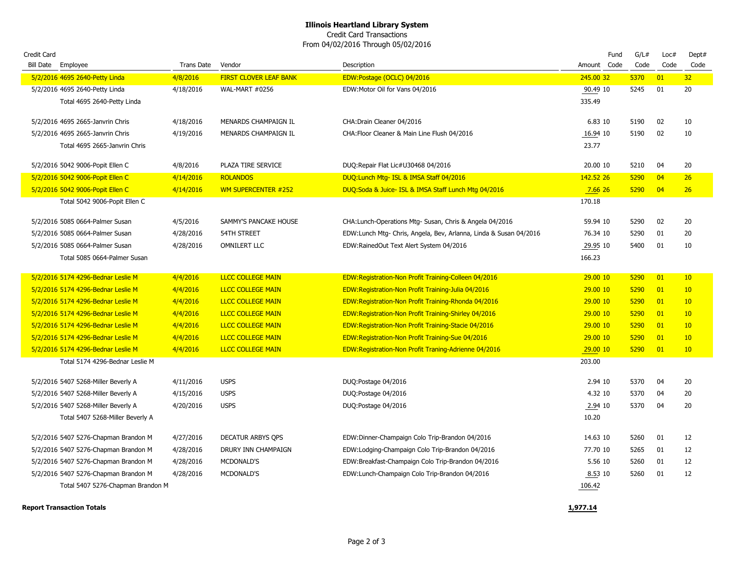# Illinois Heartland Library System

Credit Card Transactions

From 04/02/2016 Through 05/02/2016

| Credit Card Bill Date | Employee | Trans Date | Vendor | Description | Amount | Fund Code | G/L# Code | Loc# Code | Dept# Code |
|---|---|---|---|---|---|---|---|---|---|
| 5/2/2016 | 4695 2640-Petty Linda | 4/8/2016 | FIRST CLOVER LEAF BANK | EDW:Postage (OCLC) 04/2016 | 245.00 | 32 | 5370 | 01 | 32 |
| 5/2/2016 | 4695 2640-Petty Linda | 4/18/2016 | WAL-MART #0256 | EDW:Motor Oil for Vans 04/2016 | 90.49 | 10 | 5245 | 01 | 20 |
| | Total 4695 2640-Petty Linda | | | | 335.49 | | | | |
| 5/2/2016 | 4695 2665-Janvrin Chris | 4/18/2016 | MENARDS CHAMPAIGN IL | CHA:Drain Cleaner 04/2016 | 6.83 | 10 | 5190 | 02 | 10 |
| 5/2/2016 | 4695 2665-Janvrin Chris | 4/19/2016 | MENARDS CHAMPAIGN IL | CHA:Floor Cleaner & Main Line Flush 04/2016 | 16.94 | 10 | 5190 | 02 | 10 |
| | Total 4695 2665-Janvrin Chris | | | | 23.77 | | | | |
| 5/2/2016 | 5042 9006-Popit Ellen C | 4/8/2016 | PLAZA TIRE SERVICE | DUQ:Repair Flat Lic#U30468 04/2016 | 20.00 | 10 | 5210 | 04 | 20 |
| 5/2/2016 | 5042 9006-Popit Ellen C | 4/14/2016 | ROLANDOS | DUQ:Lunch Mtg- ISL & IMSA Staff 04/2016 | 142.52 | 26 | 5290 | 04 | 26 |
| 5/2/2016 | 5042 9006-Popit Ellen C | 4/14/2016 | WM SUPERCENTER #252 | DUQ:Soda & Juice- ISL & IMSA Staff Lunch Mtg 04/2016 | 7.66 | 26 | 5290 | 04 | 26 |
| | Total 5042 9006-Popit Ellen C | | | | 170.18 | | | | |
| 5/2/2016 | 5085 0664-Palmer Susan | 4/5/2016 | SAMMY'S PANCAKE HOUSE | CHA:Lunch-Operations Mtg- Susan, Chris & Angela 04/2016 | 59.94 | 10 | 5290 | 02 | 20 |
| 5/2/2016 | 5085 0664-Palmer Susan | 4/28/2016 | 54TH STREET | EDW:Lunch Mtg- Chris, Angela, Bev, Arlanna, Linda & Susan 04/2016 | 76.34 | 10 | 5290 | 01 | 20 |
| 5/2/2016 | 5085 0664-Palmer Susan | 4/28/2016 | OMNILERT LLC | EDW:RainedOut Text Alert System 04/2016 | 29.95 | 10 | 5400 | 01 | 10 |
| | Total 5085 0664-Palmer Susan | | | | 166.23 | | | | |
| 5/2/2016 | 5174 4296-Bednar Leslie M | 4/4/2016 | LLCC COLLEGE MAIN | EDW:Registration-Non Profit Training-Colleen 04/2016 | 29.00 | 10 | 5290 | 01 | 10 |
| 5/2/2016 | 5174 4296-Bednar Leslie M | 4/4/2016 | LLCC COLLEGE MAIN | EDW:Registration-Non Profit Training-Julia 04/2016 | 29.00 | 10 | 5290 | 01 | 10 |
| 5/2/2016 | 5174 4296-Bednar Leslie M | 4/4/2016 | LLCC COLLEGE MAIN | EDW:Registration-Non Profit Training-Rhonda 04/2016 | 29.00 | 10 | 5290 | 01 | 10 |
| 5/2/2016 | 5174 4296-Bednar Leslie M | 4/4/2016 | LLCC COLLEGE MAIN | EDW:Registration-Non Profit Training-Shirley 04/2016 | 29.00 | 10 | 5290 | 01 | 10 |
| 5/2/2016 | 5174 4296-Bednar Leslie M | 4/4/2016 | LLCC COLLEGE MAIN | EDW:Registration-Non Profit Training-Stacie 04/2016 | 29.00 | 10 | 5290 | 01 | 10 |
| 5/2/2016 | 5174 4296-Bednar Leslie M | 4/4/2016 | LLCC COLLEGE MAIN | EDW:Registration-Non Profit Training-Sue 04/2016 | 29.00 | 10 | 5290 | 01 | 10 |
| 5/2/2016 | 5174 4296-Bednar Leslie M | 4/4/2016 | LLCC COLLEGE MAIN | EDW:Registration-Non Profit Traning-Adrienne 04/2016 | 29.00 | 10 | 5290 | 01 | 10 |
| | Total 5174 4296-Bednar Leslie M | | | | 203.00 | | | | |
| 5/2/2016 | 5407 5268-Miller Beverly A | 4/11/2016 | USPS | DUQ:Postage 04/2016 | 2.94 | 10 | 5370 | 04 | 20 |
| 5/2/2016 | 5407 5268-Miller Beverly A | 4/15/2016 | USPS | DUQ:Postage 04/2016 | 4.32 | 10 | 5370 | 04 | 20 |
| 5/2/2016 | 5407 5268-Miller Beverly A | 4/20/2016 | USPS | DUQ:Postage 04/2016 | 2.94 | 10 | 5370 | 04 | 20 |
| | Total 5407 5268-Miller Beverly A | | | | 10.20 | | | | |
| 5/2/2016 | 5407 5276-Chapman Brandon M | 4/27/2016 | DECATUR ARBYS QPS | EDW:Dinner-Champaign Colo Trip-Brandon 04/2016 | 14.63 | 10 | 5260 | 01 | 12 |
| 5/2/2016 | 5407 5276-Chapman Brandon M | 4/28/2016 | DRURY INN CHAMPAIGN | EDW:Lodging-Champaign Colo Trip-Brandon 04/2016 | 77.70 | 10 | 5265 | 01 | 12 |
| 5/2/2016 | 5407 5276-Chapman Brandon M | 4/28/2016 | MCDONALD'S | EDW:Breakfast-Champaign Colo Trip-Brandon 04/2016 | 5.56 | 10 | 5260 | 01 | 12 |
| 5/2/2016 | 5407 5276-Chapman Brandon M | 4/28/2016 | MCDONALD'S | EDW:Lunch-Champaign Colo Trip-Brandon 04/2016 | 8.53 | 10 | 5260 | 01 | 12 |
| | Total 5407 5276-Chapman Brandon M | | | | 106.42 | | | | |
| **Report Transaction Totals** | | | | | **1,977.14** | | | | |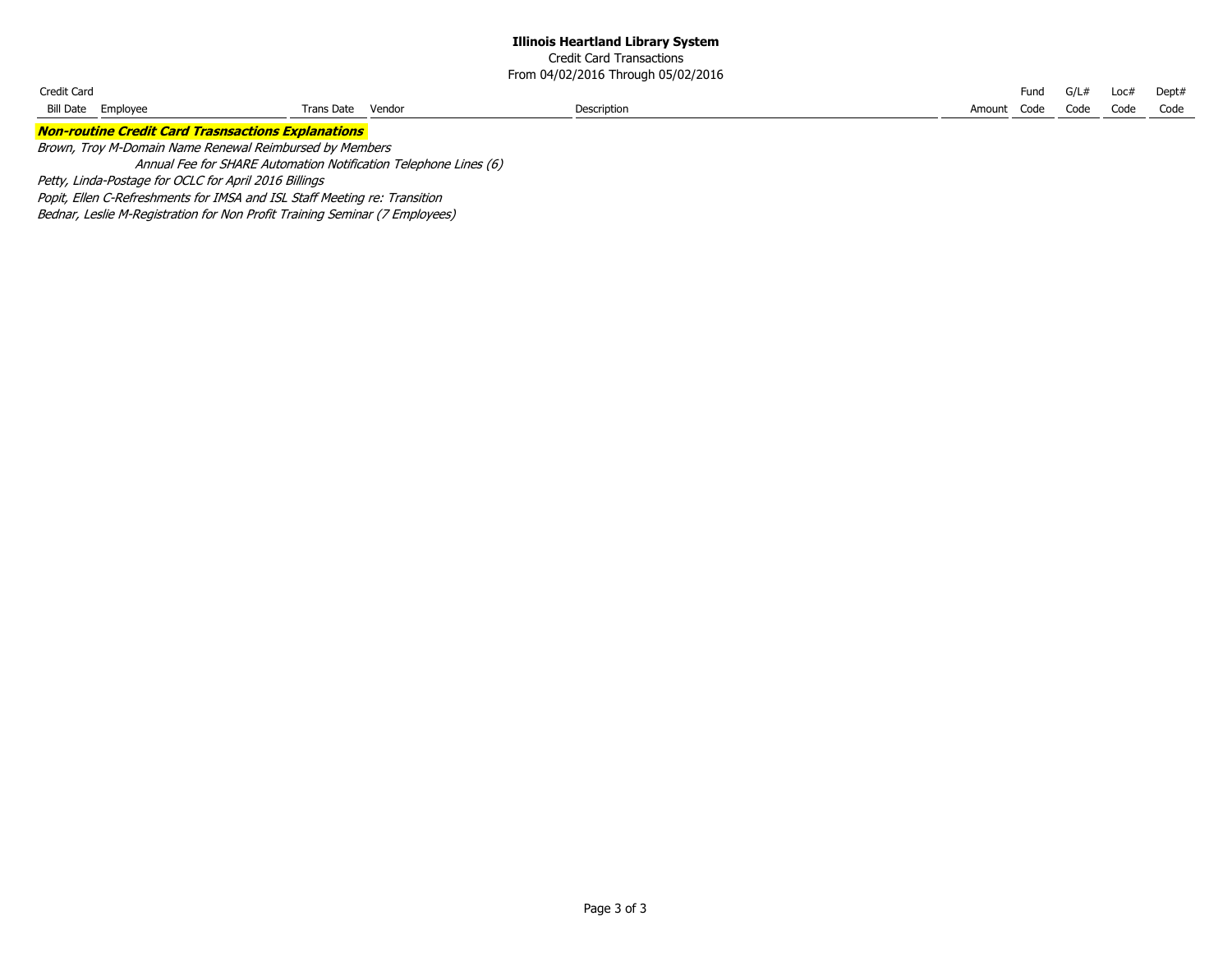**Illinois Heartland Library System**

Credit Card Transactions

From 04/02/2016 Through 05/02/2016

| Credit Card Bill Date | Employee | Trans Date | Vendor | Description | Amount | Fund Code | G/L# Code | Loc# Code | Dept# Code |
|---|---|---|---|---|---|---|---|---|---|

***Non-routine Credit Card Trasnsactions Explanations***

*Brown, Troy M-Domain Name Renewal Reimbursed by Members*

*Annual Fee for SHARE Automation Notification Telephone Lines (6)*

*Petty, Linda-Postage for OCLC for April 2016 Billings*

*Popit, Ellen C-Refreshments for IMSA and ISL Staff Meeting re: Transition*

*Bednar, Leslie M-Registration for Non Profit Training Seminar (7 Employees)*